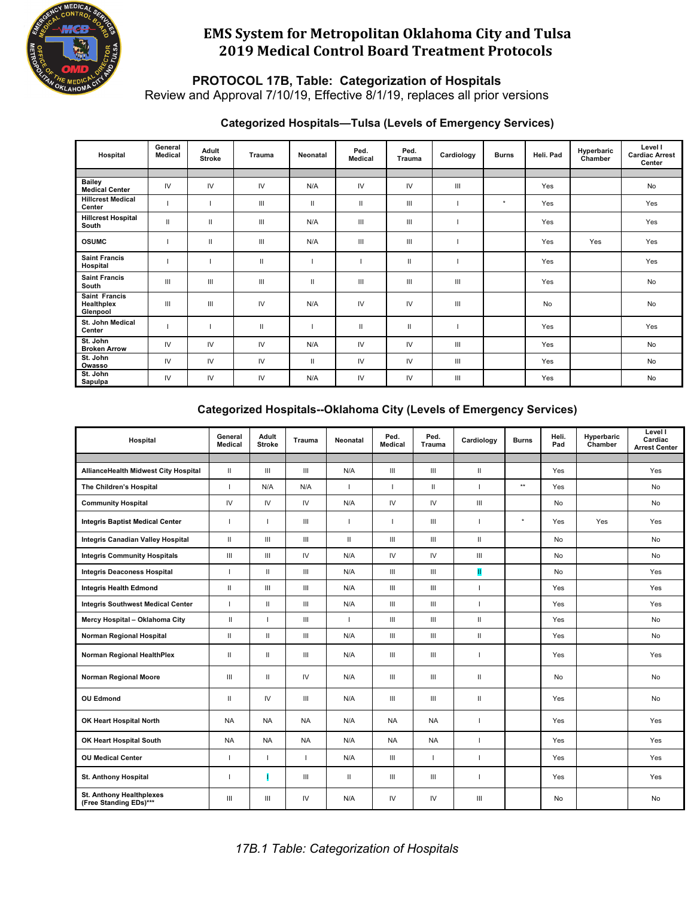# EMS System for Metropolitan Oklahoma City and Tulsa
# 2019 Medical Control Board Treatment Protocols

## PROTOCOL 17B, Table: Categorization of Hospitals

Review and Approval 7/10/19, Effective 8/1/19, replaces all prior versions

### Categorized Hospitals—Tulsa (Levels of Emergency Services)

| Hospital | General Medical | Adult Stroke | Trauma | Neonatal | Ped. Medical | Ped. Trauma | Cardiology | Burns | Heli. Pad | Hyperbaric Chamber | Level I Cardiac Arrest Center |
|---|---|---|---|---|---|---|---|---|---|---|---|
| Bailey Medical Center | IV | IV | IV | N/A | IV | IV | III | | Yes | | No |
| Hillcrest Medical Center | I | I | III | II | II | III | I | * | Yes | | Yes |
| Hillcrest Hospital South | II | II | III | N/A | III | III | I | | Yes | | Yes |
| OSUMC | I | II | III | N/A | III | III | I | | Yes | Yes | Yes |
| Saint Francis Hospital | I | I | II | I | I | II | I | | Yes | | Yes |
| Saint Francis South | III | III | III | II | III | III | III | | Yes | | No |
| Saint Francis Healthplex Glenpool | III | III | IV | N/A | IV | IV | III | | No | | No |
| St. John Medical Center | I | I | II | I | II | II | I | | Yes | | Yes |
| St. John Broken Arrow | IV | IV | IV | N/A | IV | IV | III | | Yes | | No |
| St. John Owasso | IV | IV | IV | II | IV | IV | III | | Yes | | No |
| St. John Sapulpa | IV | IV | IV | N/A | IV | IV | III | | Yes | | No |

### Categorized Hospitals--Oklahoma City (Levels of Emergency Services)

| Hospital | General Medical | Adult Stroke | Trauma | Neonatal | Ped. Medical | Ped. Trauma | Cardiology | Burns | Heli. Pad | Hyperbaric Chamber | Level I Cardiac Arrest Center |
|---|---|---|---|---|---|---|---|---|---|---|---|
| AllianceHealth Midwest City Hospital | II | III | III | N/A | III | III | II | | Yes | | Yes |
| The Children's Hospital | I | N/A | N/A | I | I | II | I | ** | Yes | | No |
| Community Hospital | IV | IV | IV | N/A | IV | IV | III | | No | | No |
| Integris Baptist Medical Center | I | I | III | I | I | III | I | * | Yes | Yes | Yes |
| Integris Canadian Valley Hospital | II | III | III | II | III | III | II | | No | | No |
| Integris Community Hospitals | III | III | IV | N/A | IV | IV | III | | No | | No |
| Integris Deaconess Hospital | I | II | III | N/A | III | III | II | | No | | Yes |
| Integris Health Edmond | II | III | III | N/A | III | III | I | | Yes | | Yes |
| Integris Southwest Medical Center | I | II | III | N/A | III | III | I | | Yes | | Yes |
| Mercy Hospital – Oklahoma City | II | I | III | I | III | III | II | | Yes | | No |
| Norman Regional Hospital | II | II | III | N/A | III | III | II | | Yes | | No |
| Norman Regional HealthPlex | II | II | III | N/A | III | III | I | | Yes | | Yes |
| Norman Regional Moore | III | II | IV | N/A | III | III | II | | No | | No |
| OU Edmond | II | IV | III | N/A | III | III | II | | Yes | | No |
| OK Heart Hospital North | NA | NA | NA | N/A | NA | NA | I | | Yes | | Yes |
| OK Heart Hospital South | NA | NA | NA | N/A | NA | NA | I | | Yes | | Yes |
| OU Medical Center | I | I | I | N/A | III | I | I | | Yes | | Yes |
| St. Anthony Hospital | I | I | III | II | III | III | I | | Yes | | Yes |
| St. Anthony Healthplexes (Free Standing EDs)*** | III | III | IV | N/A | IV | IV | III | | No | | No |

*17B.1 Table: Categorization of Hospitals*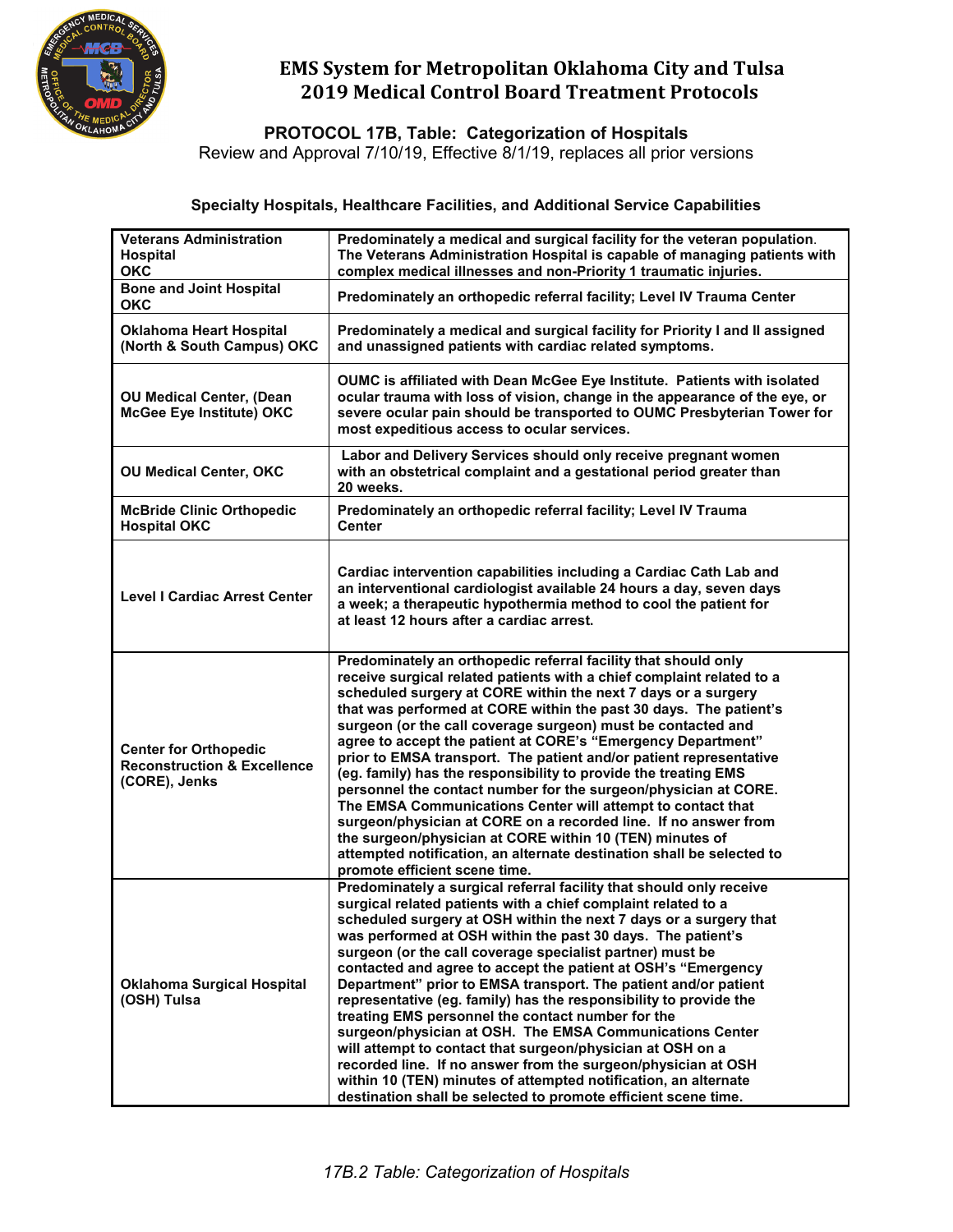# EMS System for Metropolitan Oklahoma City and Tulsa
# 2019 Medical Control Board Treatment Protocols

## PROTOCOL 17B, Table: Categorization of Hospitals

Review and Approval 7/10/19, Effective 8/1/19, replaces all prior versions

### Specialty Hospitals, Healthcare Facilities, and Additional Service Capabilities

| Facility | Description |
|---|---|
| **Veterans Administration Hospital OKC** | **Predominately a medical and surgical facility for the veteran population. The Veterans Administration Hospital is capable of managing patients with complex medical illnesses and non-Priority 1 traumatic injuries.** |
| **Bone and Joint Hospital OKC** | **Predominately an orthopedic referral facility; Level IV Trauma Center** |
| **Oklahoma Heart Hospital (North & South Campus) OKC** | **Predominately a medical and surgical facility for Priority I and II assigned and unassigned patients with cardiac related symptoms.** |
| **OU Medical Center, (Dean McGee Eye Institute) OKC** | **OUMC is affiliated with Dean McGee Eye Institute. Patients with isolated ocular trauma with loss of vision, change in the appearance of the eye, or severe ocular pain should be transported to OUMC Presbyterian Tower for most expeditious access to ocular services.** |
| **OU Medical Center, OKC** | **Labor and Delivery Services should only receive pregnant women with an obstetrical complaint and a gestational period greater than 20 weeks.** |
| **McBride Clinic Orthopedic Hospital OKC** | **Predominately an orthopedic referral facility; Level IV Trauma Center** |
| **Level I Cardiac Arrest Center** | **Cardiac intervention capabilities including a Cardiac Cath Lab and an interventional cardiologist available 24 hours a day, seven days a week; a therapeutic hypothermia method to cool the patient for at least 12 hours after a cardiac arrest.** |
| **Center for Orthopedic Reconstruction & Excellence (CORE), Jenks** | **Predominately an orthopedic referral facility that should only receive surgical related patients with a chief complaint related to a scheduled surgery at CORE within the next 7 days or a surgery that was performed at CORE within the past 30 days. The patient's surgeon (or the call coverage surgeon) must be contacted and agree to accept the patient at CORE's "Emergency Department" prior to EMSA transport. The patient and/or patient representative (eg. family) has the responsibility to provide the treating EMS personnel the contact number for the surgeon/physician at CORE. The EMSA Communications Center will attempt to contact that surgeon/physician at CORE on a recorded line. If no answer from the surgeon/physician at CORE within 10 (TEN) minutes of attempted notification, an alternate destination shall be selected to promote efficient scene time.** |
| **Oklahoma Surgical Hospital (OSH) Tulsa** | **Predominately a surgical referral facility that should only receive surgical related patients with a chief complaint related to a scheduled surgery at OSH within the next 7 days or a surgery that was performed at OSH within the past 30 days. The patient's surgeon (or the call coverage specialist partner) must be contacted and agree to accept the patient at OSH's "Emergency Department" prior to EMSA transport. The patient and/or patient representative (eg. family) has the responsibility to provide the treating EMS personnel the contact number for the surgeon/physician at OSH. The EMSA Communications Center will attempt to contact that surgeon/physician at OSH on a recorded line. If no answer from the surgeon/physician at OSH within 10 (TEN) minutes of attempted notification, an alternate destination shall be selected to promote efficient scene time.** |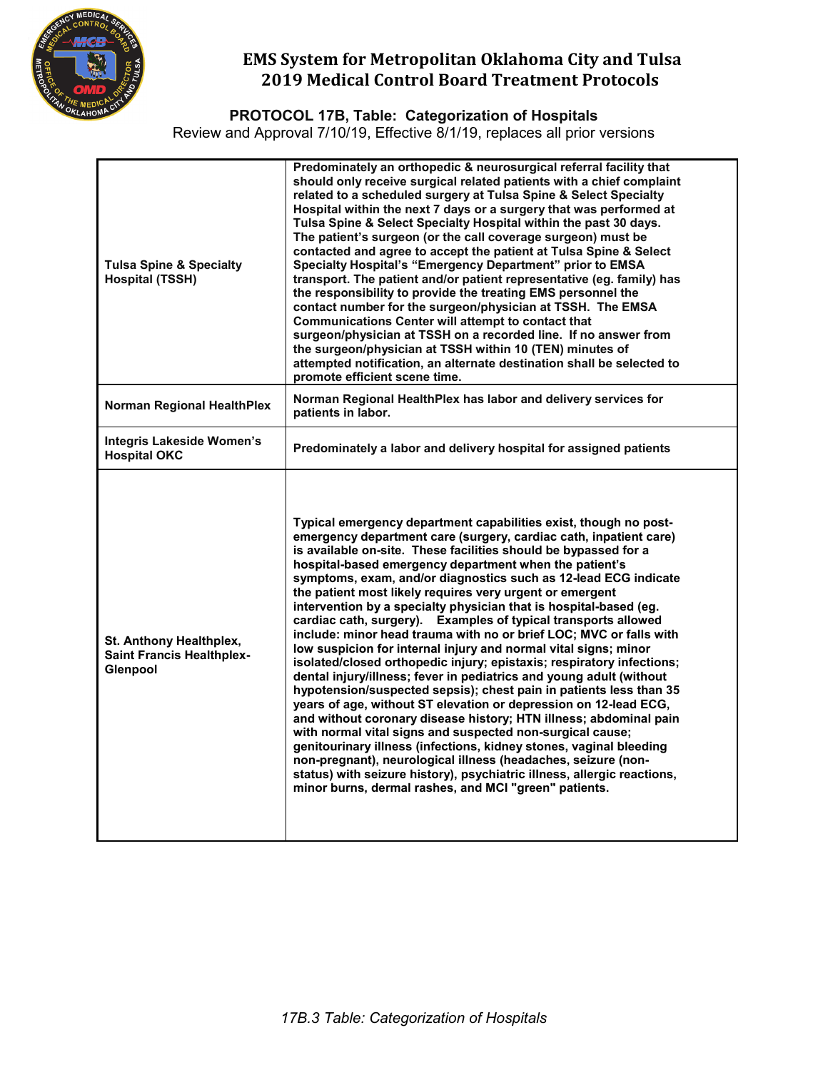# EMS System for Metropolitan Oklahoma City and Tulsa
# 2019 Medical Control Board Treatment Protocols

## PROTOCOL 17B, Table: Categorization of Hospitals

Review and Approval 7/10/19, Effective 8/1/19, replaces all prior versions

| | |
|---|---|
| **Tulsa Spine & Specialty Hospital (TSSH)** | **Predominately an orthopedic & neurosurgical referral facility that should only receive surgical related patients with a chief complaint related to a scheduled surgery at Tulsa Spine & Select Specialty Hospital within the next 7 days or a surgery that was performed at Tulsa Spine & Select Specialty Hospital within the past 30 days. The patient's surgeon (or the call coverage surgeon) must be contacted and agree to accept the patient at Tulsa Spine & Select Specialty Hospital's "Emergency Department" prior to EMSA transport. The patient and/or patient representative (eg. family) has the responsibility to provide the treating EMS personnel the contact number for the surgeon/physician at TSSH. The EMSA Communications Center will attempt to contact that surgeon/physician at TSSH on a recorded line. If no answer from the surgeon/physician at TSSH within 10 (TEN) minutes of attempted notification, an alternate destination shall be selected to promote efficient scene time.** |
| **Norman Regional HealthPlex** | **Norman Regional HealthPlex has labor and delivery services for patients in labor.** |
| **Integris Lakeside Women's Hospital OKC** | **Predominately a labor and delivery hospital for assigned patients** |
| **St. Anthony Healthplex, Saint Francis Healthplex-Glenpool** | **Typical emergency department capabilities exist, though no post-emergency department care (surgery, cardiac cath, inpatient care) is available on-site. These facilities should be bypassed for a hospital-based emergency department when the patient's symptoms, exam, and/or diagnostics such as 12-lead ECG indicate the patient most likely requires very urgent or emergent intervention by a specialty physician that is hospital-based (eg. cardiac cath, surgery). Examples of typical transports allowed include: minor head trauma with no or brief LOC; MVC or falls with low suspicion for internal injury and normal vital signs; minor isolated/closed orthopedic injury; epistaxis; respiratory infections; dental injury/illness; fever in pediatrics and young adult (without hypotension/suspected sepsis); chest pain in patients less than 35 years of age, without ST elevation or depression on 12-lead ECG, and without coronary disease history; HTN illness; abdominal pain with normal vital signs and suspected non-surgical cause; genitourinary illness (infections, kidney stones, vaginal bleeding non-pregnant), neurological illness (headaches, seizure (non-status) with seizure history), psychiatric illness, allergic reactions, minor burns, dermal rashes, and MCI "green" patients.** |

*17B.3 Table: Categorization of Hospitals*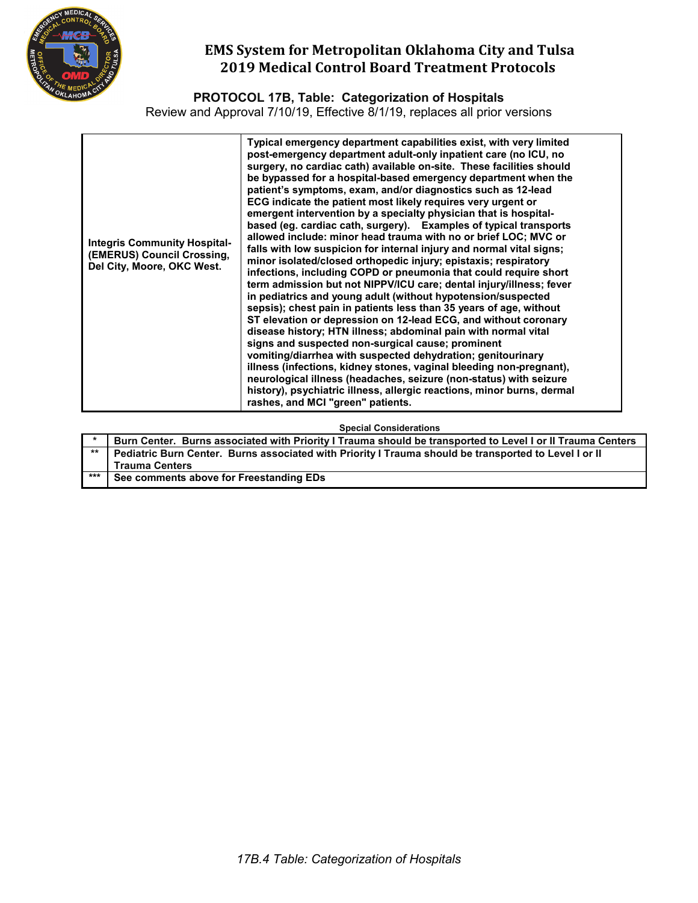# EMS System for Metropolitan Oklahoma City and Tulsa
## 2019 Medical Control Board Treatment Protocols

### PROTOCOL 17B, Table: Categorization of Hospitals

Review and Approval 7/10/19, Effective 8/1/19, replaces all prior versions

| | |
|---|---|
| **Integris Community Hospital-(EMERUS) Council Crossing, Del City, Moore, OKC West.** | **Typical emergency department capabilities exist, with very limited post-emergency department adult-only inpatient care (no ICU, no surgery, no cardiac cath) available on-site. These facilities should be bypassed for a hospital-based emergency department when the patient's symptoms, exam, and/or diagnostics such as 12-lead ECG indicate the patient most likely requires very urgent or emergent intervention by a specialty physician that is hospital-based (eg. cardiac cath, surgery). Examples of typical transports allowed include: minor head trauma with no or brief LOC; MVC or falls with low suspicion for internal injury and normal vital signs; minor isolated/closed orthopedic injury; epistaxis; respiratory infections, including COPD or pneumonia that could require short term admission but not NIPPV/ICU care; dental injury/illness; fever in pediatrics and young adult (without hypotension/suspected sepsis); chest pain in patients less than 35 years of age, without ST elevation or depression on 12-lead ECG, and without coronary disease history; HTN illness; abdominal pain with normal vital signs and suspected non-surgical cause; prominent vomiting/diarrhea with suspected dehydration; genitourinary illness (infections, kidney stones, vaginal bleeding non-pregnant), neurological illness (headaches, seizure (non-status) with seizure history), psychiatric illness, allergic reactions, minor burns, dermal rashes, and MCI "green" patients.** |

**Special Considerations**

| | |
|---|---|
| * | **Burn Center. Burns associated with Priority I Trauma should be transported to Level I or II Trauma Centers** |
| ** | **Pediatric Burn Center. Burns associated with Priority I Trauma should be transported to Level I or II Trauma Centers** |
| *** | **See comments above for Freestanding EDs** |